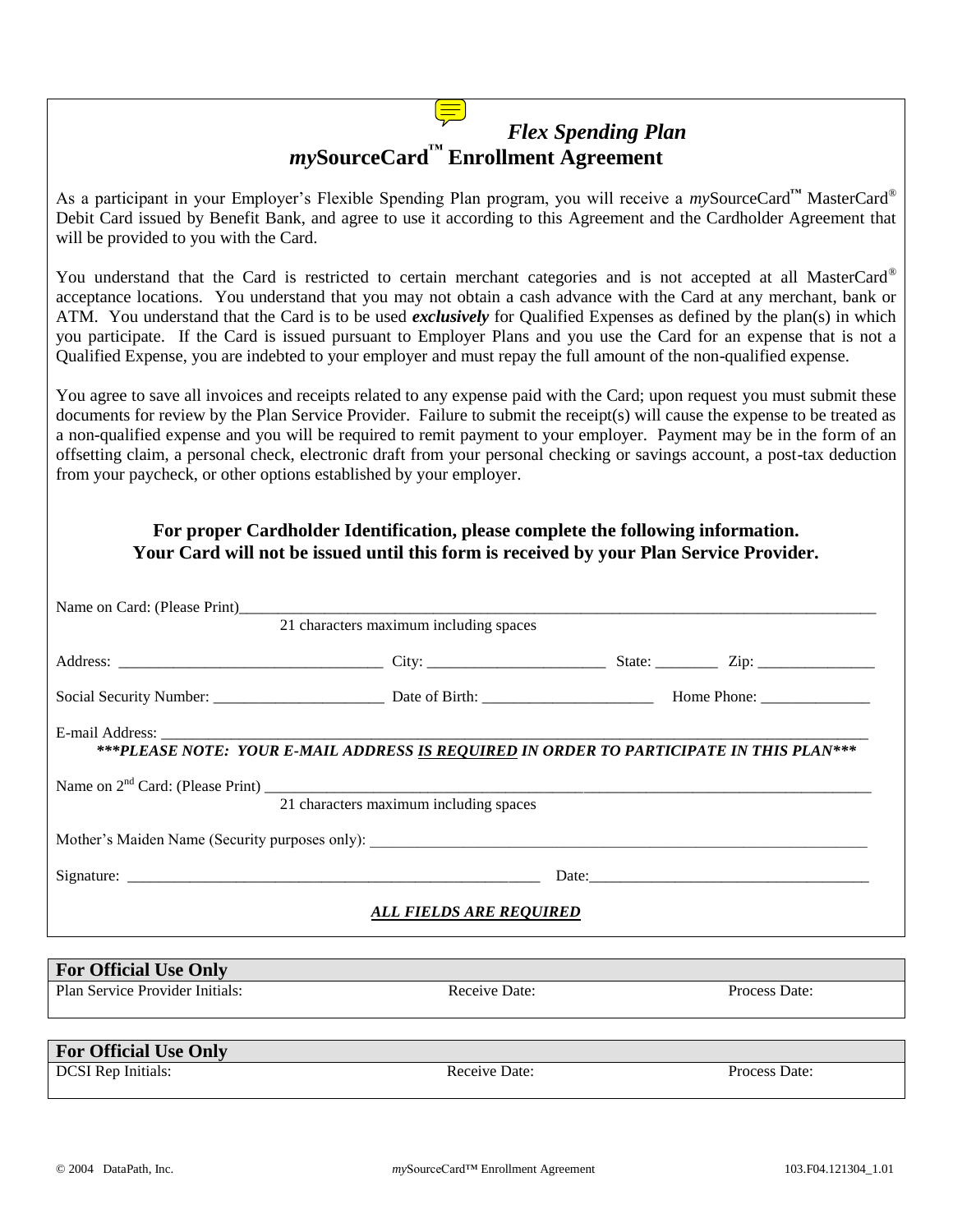# *Flex Spending Plan*
# *my*SourceCard™ Enrollment Agreement

As a participant in your Employer's Flexible Spending Plan program, you will receive a *my*SourceCard™ MasterCard® Debit Card issued by Benefit Bank, and agree to use it according to this Agreement and the Cardholder Agreement that will be provided to you with the Card.

You understand that the Card is restricted to certain merchant categories and is not accepted at all MasterCard® acceptance locations. You understand that you may not obtain a cash advance with the Card at any merchant, bank or ATM. You understand that the Card is to be used ***exclusively*** for Qualified Expenses as defined by the plan(s) in which you participate. If the Card is issued pursuant to Employer Plans and you use the Card for an expense that is not a Qualified Expense, you are indebted to your employer and must repay the full amount of the non-qualified expense.

You agree to save all invoices and receipts related to any expense paid with the Card; upon request you must submit these documents for review by the Plan Service Provider. Failure to submit the receipt(s) will cause the expense to be treated as a non-qualified expense and you will be required to remit payment to your employer. Payment may be in the form of an offsetting claim, a personal check, electronic draft from your personal checking or savings account, a post-tax deduction from your paycheck, or other options established by your employer.

**For proper Cardholder Identification, please complete the following information.**
**Your Card will not be issued until this form is received by your Plan Service Provider.**

Name on Card: (Please Print)________________________________________
21 characters maximum including spaces

Address: ______________________ City: ________________ State: ________ Zip: ______________

Social Security Number: ____________________ Date of Birth: ____________________ Home Phone: ______________

E-mail Address: ________________________________________

***\*\*\*PLEASE NOTE: YOUR E-MAIL ADDRESS <u>IS REQUIRED</u> IN ORDER TO PARTICIPATE IN THIS PLAN\*\*\****

Name on 2nd Card: (Please Print) ________________________________________
21 characters maximum including spaces

Mother's Maiden Name (Security purposes only): ________________________________________

Signature: ______________________________ Date: ______________________________

***<u>ALL FIELDS ARE REQUIRED</u>***

| **For Official Use Only** | | |
|---|---|---|
| Plan Service Provider Initials: | Receive Date: | Process Date: |

| **For Official Use Only** | | |
|---|---|---|
| DCSI Rep Initials: | Receive Date: | Process Date: |

© 2004 DataPath, Inc. *my*SourceCard™ Enrollment Agreement 103.F04.121304_1.01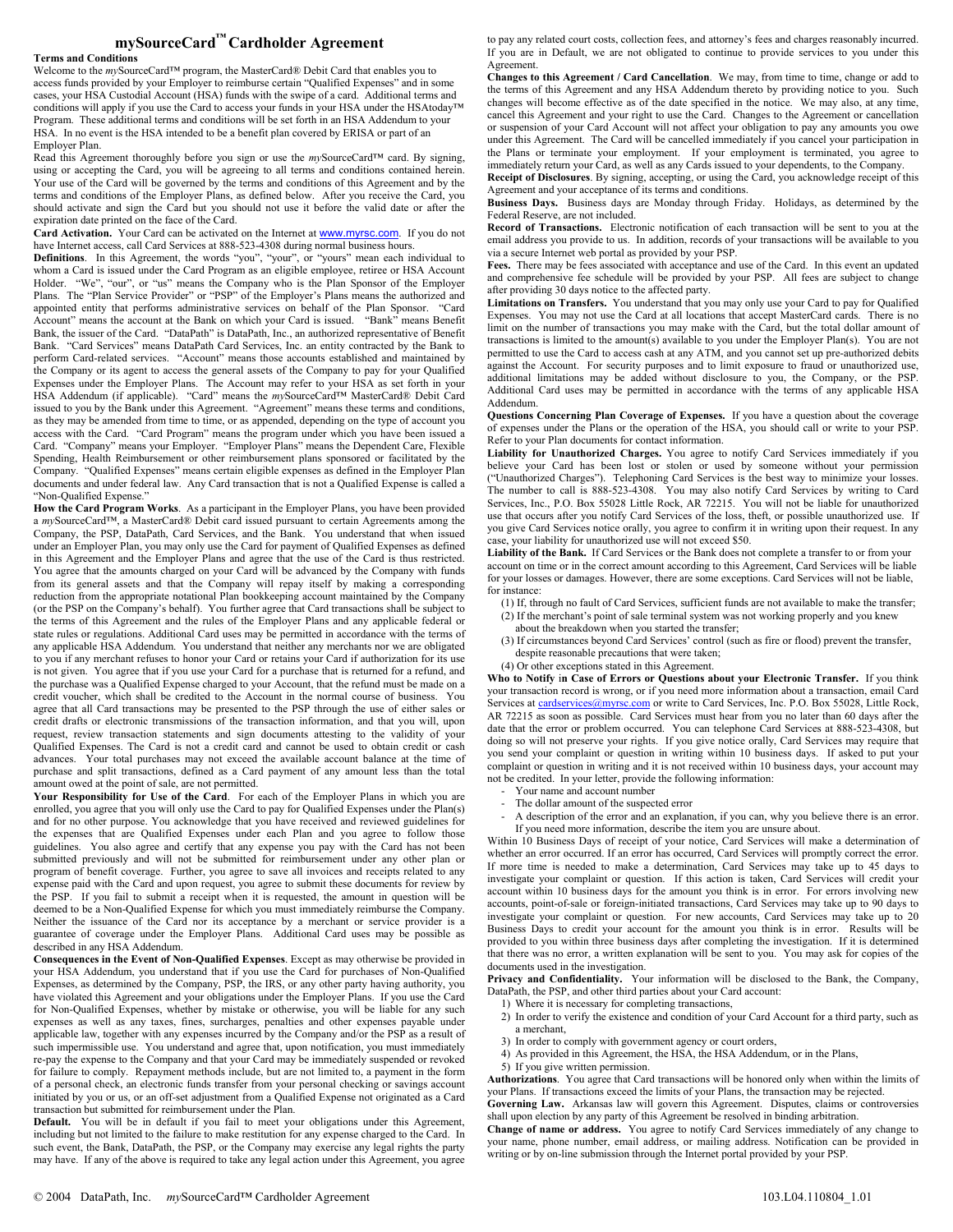# mySourceCard™ Cardholder Agreement

**Terms and Conditions**

Welcome to the *my*SourceCard™ program, the MasterCard® Debit Card that enables you to access funds provided by your Employer to reimburse certain "Qualified Expenses" and in some cases, your HSA Custodial Account (HSA) funds with the swipe of a card. Additional terms and conditions will apply if you use the Card to access your funds in your HSA under the HSAtoday™ Program. These additional terms and conditions will be set forth in an HSA Addendum to your HSA. In no event is the HSA intended to be a benefit plan covered by ERISA or part of an Employer Plan.

Read this Agreement thoroughly before you sign or use the *my*SourceCard™ card. By signing, using or accepting the Card, you will be agreeing to all terms and conditions contained herein. Your use of the Card will be governed by the terms and conditions of this Agreement and by the terms and conditions of the Employer Plans, as defined below. After you receive the Card, you should activate and sign the Card but you should not use it before the valid date or after the expiration date printed on the face of the Card.

**Card Activation.** Your Card can be activated on the Internet at www.myrsc.com. If you do not have Internet access, call Card Services at 888-523-4308 during normal business hours.

**Definitions**. In this Agreement, the words "you", "your", or "yours" mean each individual to whom a Card is issued under the Card Program as an eligible employee, retiree or HSA Account Holder. "We", "our", or "us" means the Company who is the Plan Sponsor of the Employer Plans. The "Plan Service Provider" or "PSP" of the Employer's Plans means the authorized and appointed entity that performs administrative services on behalf of the Plan Sponsor. "Card Account" means the account at the Bank on which your Card is issued. "Bank" means Benefit Bank, the issuer of the Card. "DataPath" is DataPath, Inc., an authorized representative of Benefit Bank. "Card Services" means DataPath Card Services, Inc. an entity contracted by the Bank to perform Card-related services. "Account" means those accounts established and maintained by the Company or its agent to access the general assets of the Company to pay for your Qualified Expenses under the Employer Plans. The Account may refer to your HSA as set forth in your HSA Addendum (if applicable). "Card" means the *my*SourceCard™ MasterCard® Debit Card issued to you by the Bank under this Agreement. "Agreement" means these terms and conditions, as they may be amended from time to time, or as appended, depending on the type of account you access with the Card. "Card Program" means the program under which you have been issued a Card. "Company" means your Employer. "Employer Plans" means the Dependent Care, Flexible Spending, Health Reimbursement or other reimbursement plans sponsored or facilitated by the Company. "Qualified Expenses" means certain eligible expenses as defined in the Employer Plan documents and under federal law. Any Card transaction that is not a Qualified Expense is called a "Non-Qualified Expense."

**How the Card Program Works**. As a participant in the Employer Plans, you have been provided a *my*SourceCard™, a MasterCard® Debit card issued pursuant to certain Agreements among the Company, the PSP, DataPath, Card Services, and the Bank. You understand that when issued under an Employer Plan, you may only use the Card for payment of Qualified Expenses as defined in this Agreement and the Employer Plans and agree that the use of the Card is thus restricted. You agree that the amounts charged on your Card will be advanced by the Company with funds from its general assets and that the Company will repay itself by making a corresponding reduction from the appropriate notational Plan bookkeeping account maintained by the Company (or the PSP on the Company's behalf). You further agree that Card transactions shall be subject to the terms of this Agreement and the rules of the Employer Plans and any applicable federal or state rules or regulations. Additional Card uses may be permitted in accordance with the terms of any applicable HSA Addendum. You understand that neither any merchants nor we are obligated to you if any merchant refuses to honor your Card or retains your Card if authorization for its use is not given. You agree that if you use your Card for a purchase that is returned for a refund, and the purchase was a Qualified Expense charged to your Account, that the refund must be made on a credit voucher, which shall be credited to the Account in the normal course of business. You agree that all Card transactions may be presented to the PSP through the use of either sales or credit drafts or electronic transmissions of the transaction information, and that you will, upon request, review transaction statements and sign documents attesting to the validity of your Qualified Expenses. The Card is not a credit card and cannot be used to obtain credit or cash advances. Your total purchases may not exceed the available account balance at the time of purchase and split transactions, defined as a Card payment of any amount less than the total amount owed at the point of sale, are not permitted.

**Your Responsibility for Use of the Card**. For each of the Employer Plans in which you are enrolled, you agree that you will only use the Card to pay for Qualified Expenses under the Plan(s) and for no other purpose. You acknowledge that you have received and reviewed guidelines for the expenses that are Qualified Expenses under each Plan and you agree to follow those guidelines. You also agree and certify that any expense you pay with the Card has not been submitted previously and will not be submitted for reimbursement under any other plan or program of benefit coverage. Further, you agree to save all invoices and receipts related to any expense paid with the Card and upon request, you agree to submit these documents for review by the PSP. If you fail to submit a receipt when it is requested, the amount in question will be deemed to be a Non-Qualified Expense for which you must immediately reimburse the Company. Neither the issuance of the Card nor its acceptance by a merchant or service provider is a guarantee of coverage under the Employer Plans. Additional Card uses may be possible as described in any HSA Addendum.

**Consequences in the Event of Non-Qualified Expenses**. Except as may otherwise be provided in your HSA Addendum, you understand that if you use the Card for purchases of Non-Qualified Expenses, as determined by the Company, PSP, the IRS, or any other party having authority, you have violated this Agreement and your obligations under the Employer Plans. If you use the Card for Non-Qualified Expenses, whether by mistake or otherwise, you will be liable for any such expenses as well as any taxes, fines, surcharges, penalties and other expenses payable under applicable law, together with any expenses incurred by the Company and/or the PSP as a result of such impermissible use. You understand and agree that, upon notification, you must immediately re-pay the expense to the Company and that your Card may be immediately suspended or revoked for failure to comply. Repayment methods include, but are not limited to, a payment in the form of a personal check, an electronic funds transfer from your personal checking or savings account initiated by you or us, or an off-set adjustment from a Qualified Expense not originated as a Card transaction but submitted for reimbursement under the Plan.

**Default.** You will be in default if you fail to meet your obligations under this Agreement, including but not limited to the failure to make restitution for any expense charged to the Card. In such event, the Bank, DataPath, the PSP, or the Company may exercise any legal rights the party may have. If any of the above is required to take any legal action under this Agreement, you agree to pay any related court costs, collection fees, and attorney's fees and charges reasonably incurred. If you are in Default, we are not obligated to continue to provide services to you under this Agreement.

**Changes to this Agreement / Card Cancellation**. We may, from time to time, change or add to the terms of this Agreement and any HSA Addendum thereto by providing notice to you. Such changes will become effective as of the date specified in the notice. We may also, at any time, cancel this Agreement and your right to use the Card. Changes to the Agreement or cancellation or suspension of your Card Account will not affect your obligation to pay any amounts you owe under this Agreement. The Card will be cancelled immediately if you cancel your participation in the Plans or terminate your employment. If your employment is terminated, you agree to immediately return your Card, as well as any Cards issued to your dependents, to the Company.

**Receipt of Disclosures**. By signing, accepting, or using the Card, you acknowledge receipt of this Agreement and your acceptance of its terms and conditions.

**Business Days.** Business days are Monday through Friday. Holidays, as determined by the Federal Reserve, are not included.

**Record of Transactions.** Electronic notification of each transaction will be sent to you at the email address you provide to us. In addition, records of your transactions will be available to you via a secure Internet web portal as provided by your PSP.

**Fees.** There may be fees associated with acceptance and use of the Card. In this event an updated and comprehensive fee schedule will be provided by your PSP. All fees are subject to change after providing 30 days notice to the affected party.

**Limitations on Transfers.** You understand that you may only use your Card to pay for Qualified Expenses. You may not use the Card at all locations that accept MasterCard cards. There is no limit on the number of transactions you may make with the Card, but the total dollar amount of transactions is limited to the amount(s) available to you under the Employer Plan(s). You are not permitted to use the Card to access cash at any ATM, and you cannot set up pre-authorized debits against the Account. For security purposes and to limit exposure to fraud or unauthorized use, additional limitations may be added without disclosure to you, the Company, or the PSP. Additional Card uses may be permitted in accordance with the terms of any applicable HSA Addendum.

**Questions Concerning Plan Coverage of Expenses.** If you have a question about the coverage of expenses under the Plans or the operation of the HSA, you should call or write to your PSP. Refer to your Plan documents for contact information.

**Liability for Unauthorized Charges.** You agree to notify Card Services immediately if you believe your Card has been lost or stolen or used by someone without your permission ("Unauthorized Charges"). Telephoning Card Services is the best way to minimize your losses. The number to call is 888-523-4308. You may also notify Card Services by writing to Card Services, Inc., P.O. Box 55028 Little Rock, AR 72215. You will not be liable for unauthorized use that occurs after you notify Card Services of the loss, theft, or possible unauthorized use. If you give Card Services notice orally, you agree to confirm it in writing upon their request. In any case, your liability for unauthorized use will not exceed $50.

**Liability of the Bank.** If Card Services or the Bank does not complete a transfer to or from your account on time or in the correct amount according to this Agreement, Card Services will be liable for your losses or damages. However, there are some exceptions. Card Services will not be liable, for instance:

(1) If, through no fault of Card Services, sufficient funds are not available to make the transfer;
(2) If the merchant's point of sale terminal system was not working properly and you knew about the breakdown when you started the transfer;
(3) If circumstances beyond Card Services' control (such as fire or flood) prevent the transfer, despite reasonable precautions that were taken;
(4) Or other exceptions stated in this Agreement.

**Who to Notify in Case of Errors or Questions about your Electronic Transfer.** If you think your transaction record is wrong, or if you need more information about a transaction, email Card Services at cardservices@myrsc.com or write to Card Services, Inc. P.O. Box 55028, Little Rock, AR 72215 as soon as possible. Card Services must hear from you no later than 60 days after the date that the error or problem occurred. You can telephone Card Services at 888-523-4308, but doing so will not preserve your rights. If you give notice orally, Card Services may require that you send your complaint or question in writing within 10 business days. If asked to put your complaint or question in writing and it is not received within 10 business days, your account may not be credited. In your letter, provide the following information:

- Your name and account number
- The dollar amount of the suspected error
- A description of the error and an explanation, if you can, why you believe there is an error. If you need more information, describe the item you are unsure about.

Within 10 Business Days of receipt of your notice, Card Services will make a determination of whether an error occurred. If an error has occurred, Card Services will promptly correct the error. If more time is needed to make a determination, Card Services may take up to 45 days to investigate your complaint or question. If this action is taken, Card Services will credit your account within 10 business days for the amount you think is in error. For errors involving new accounts, point-of-sale or foreign-initiated transactions, Card Services may take up to 90 days to investigate your complaint or question. For new accounts, Card Services may take up to 20 Business Days to credit your account for the amount you think is in error. Results will be provided to you within three business days after completing the investigation. If it is determined that there was no error, a written explanation will be sent to you. You may ask for copies of the documents used in the investigation.

**Privacy and Confidentiality.** Your information will be disclosed to the Bank, the Company, DataPath, the PSP, and other third parties about your Card account:

1) Where it is necessary for completing transactions,
2) In order to verify the existence and condition of your Card Account for a third party, such as a merchant,
3) In order to comply with government agency or court orders,
4) As provided in this Agreement, the HSA, the HSA Addendum, or in the Plans,
5) If you give written permission.

**Authorizations**. You agree that Card transactions will be honored only when within the limits of your Plans. If transactions exceed the limits of your Plans, the transaction may be rejected.

**Governing Law.** Arkansas law will govern this Agreement. Disputes, claims or controversies shall upon election by any party of this Agreement be resolved in binding arbitration.

**Change of name or address.** You agree to notify Card Services immediately of any change to your name, phone number, email address, or mailing address. Notification can be provided in writing or by on-line submission through the Internet portal provided by your PSP.

© 2004 DataPath, Inc. *my*SourceCard™ Cardholder Agreement 103.L04.110804_1.01